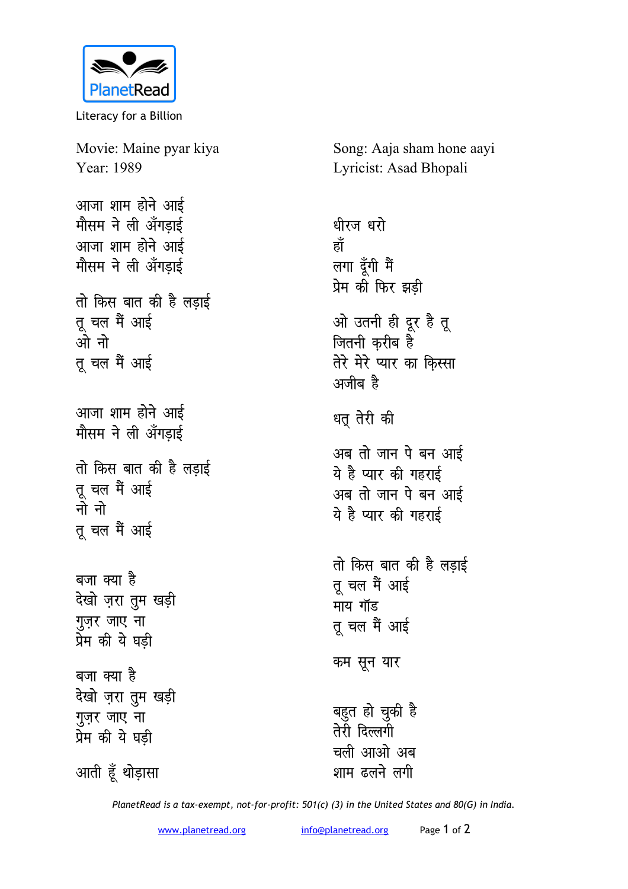PlanetRead

Literacy for a Billion

Movie: Maine pyar kiya
Year: 1989

Song: Aaja sham hone aayi
Lyricist: Asad Bhopali

आजा शाम होने आई
मौसम ने ली अँगड़ाई
आजा शाम होने आई
मौसम ने ली अँगड़ाई

तो किस बात की है लड़ाई
तू चल मैं आई
ओ नो
तू चल मैं आई

आजा शाम होने आई
मौसम ने ली अँगड़ाई

तो किस बात की है लड़ाई
तू चल मैं आई
नो नो
तू चल मैं आई

बजा क्या है
देखो ज़रा तुम खड़ी
गुज़र जाए ना
प्रेम की ये घड़ी

बजा क्या है
देखो ज़रा तुम खड़ी
गुज़र जाए ना
प्रेम की ये घड़ी

आती हूँ थोड़ासा

धीरज धरो
हाँ
लगा दूँगी मैं
प्रेम की फिर झड़ी

ओ उतनी ही दूर है तू
जितनी क़रीब है
तेरे मेरे प्यार का क़िस्सा
अजीब है

धत् तेरी की

अब तो जान पे बन आई
ये है प्यार की गहराई
अब तो जान पे बन आई
ये है प्यार की गहराई

तो किस बात की है लड़ाई
तू चल मैं आई
माय गॉड
तू चल मैं आई

कम सून यार

बहुत हो चुकी है
तेरी दिल्लगी
चली आओ अब
शाम ढलने लगी

*PlanetRead is a tax-exempt, not-for-profit: 501(c) (3) in the United States and 80(G) in India.*

www.planetread.org info@planetread.org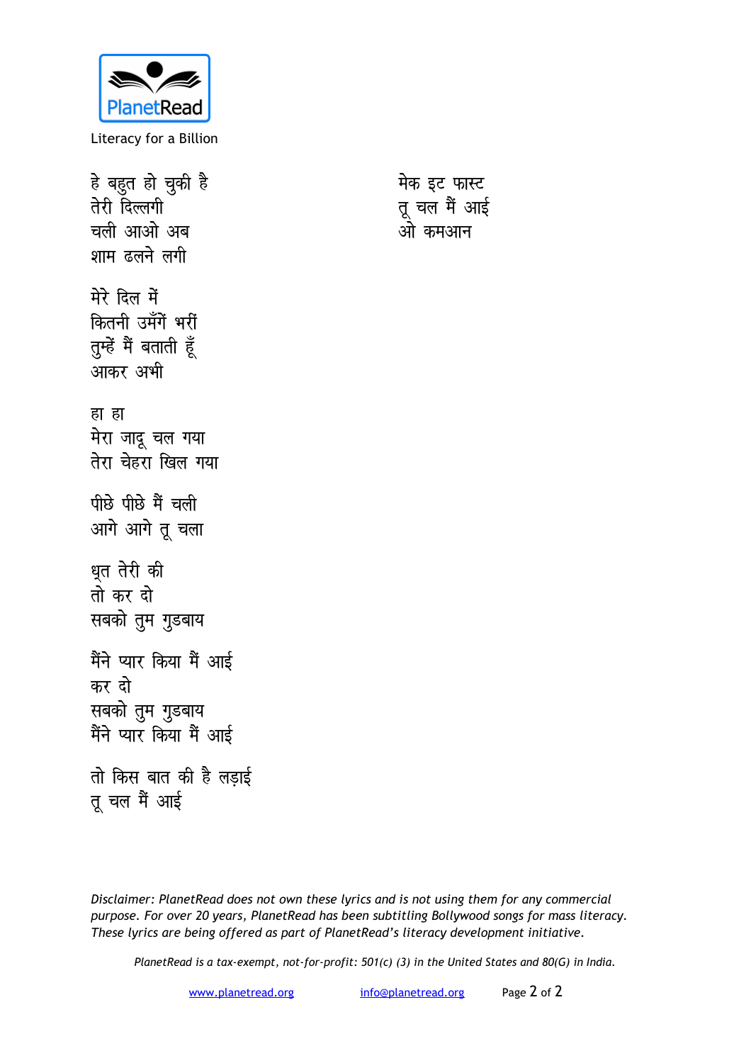PlanetRead

Literacy for a Billion

हे बहुत हो चुकी है
तेरी दिल्लगी
चली आओ अब
शाम ढलने लगी

मेरे दिल में
कितनी उमँगें भरीं
तुम्हें मैं बताती हूँ
आकर अभी

हा हा
मेरा जादू चल गया
तेरा चेहरा खिल गया

पीछे पीछे मैं चली
आगे आगे तू चला

धुत तेरी की
तो कर दो
सबको तुम गुडबाय

मैंने प्यार किया मैं आई
कर दो
सबको तुम गुडबाय
मैंने प्यार किया मैं आई

तो किस बात की है लड़ाई
तू चल मैं आई

मेक इट फास्ट
तू चल मैं आई
ओ कमआन

*Disclaimer: PlanetRead does not own these lyrics and is not using them for any commercial purpose. For over 20 years, PlanetRead has been subtitling Bollywood songs for mass literacy. These lyrics are being offered as part of PlanetRead's literacy development initiative.*

*PlanetRead is a tax-exempt, not-for-profit: 501(c) (3) in the United States and 80(G) in India.*

www.planetread.org info@planetread.org